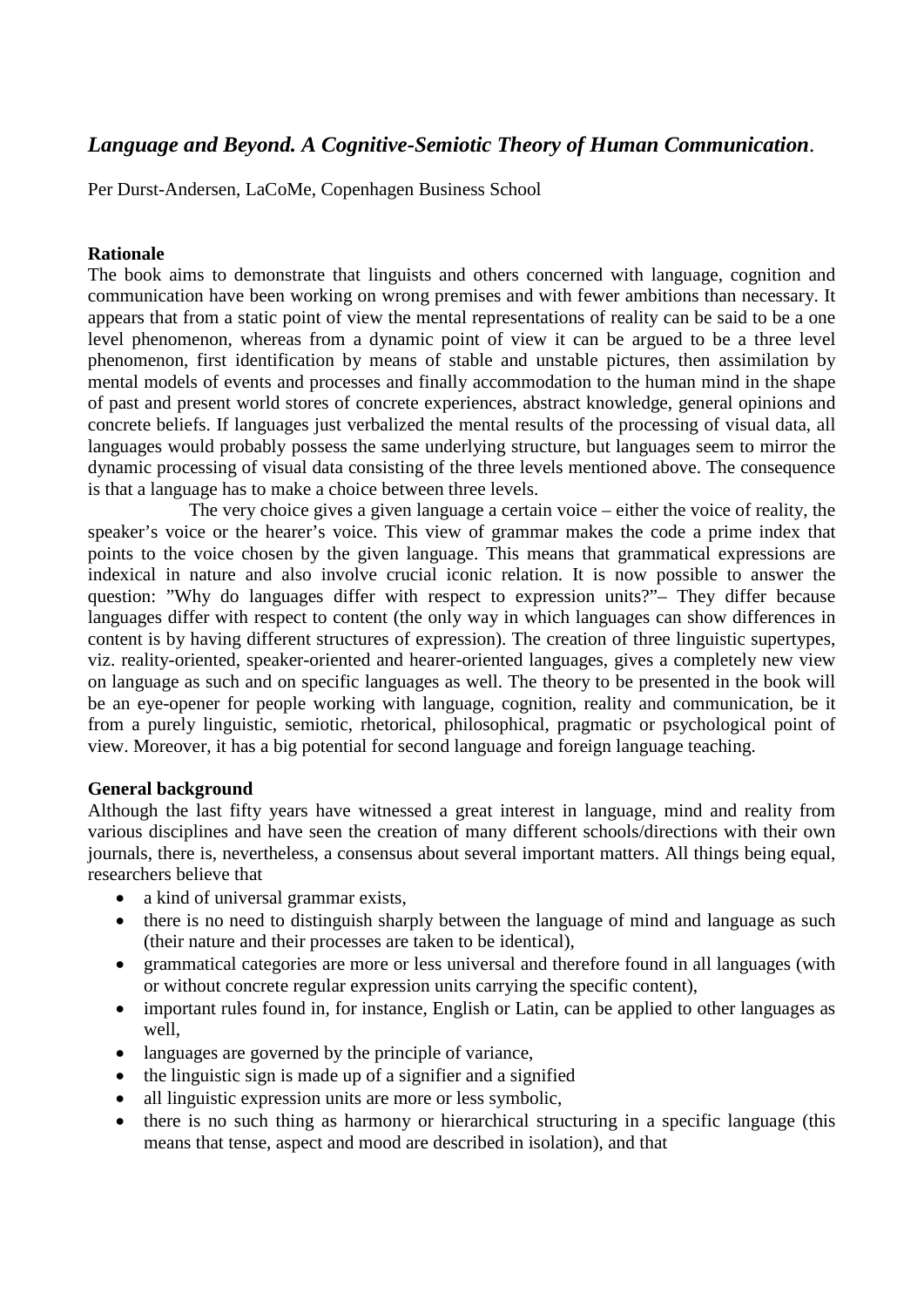# *Language and Beyond. A Cognitive-Semiotic Theory of Human Communication*.

Per Durst-Andersen, LaCoMe, Copenhagen Business School

**Rationale**

The book aims to demonstrate that linguists and others concerned with language, cognition and communication have been working on wrong premises and with fewer ambitions than necessary. It appears that from a static point of view the mental representations of reality can be said to be a one level phenomenon, whereas from a dynamic point of view it can be argued to be a three level phenomenon, first identification by means of stable and unstable pictures, then assimilation by mental models of events and processes and finally accommodation to the human mind in the shape of past and present world stores of concrete experiences, abstract knowledge, general opinions and concrete beliefs. If languages just verbalized the mental results of the processing of visual data, all languages would probably possess the same underlying structure, but languages seem to mirror the dynamic processing of visual data consisting of the three levels mentioned above. The consequence is that a language has to make a choice between three levels.

The very choice gives a given language a certain voice – either the voice of reality, the speaker's voice or the hearer's voice. This view of grammar makes the code a prime index that points to the voice chosen by the given language. This means that grammatical expressions are indexical in nature and also involve crucial iconic relation. It is now possible to answer the question: "Why do languages differ with respect to expression units?"– They differ because languages differ with respect to content (the only way in which languages can show differences in content is by having different structures of expression). The creation of three linguistic supertypes, viz. reality-oriented, speaker-oriented and hearer-oriented languages, gives a completely new view on language as such and on specific languages as well. The theory to be presented in the book will be an eye-opener for people working with language, cognition, reality and communication, be it from a purely linguistic, semiotic, rhetorical, philosophical, pragmatic or psychological point of view. Moreover, it has a big potential for second language and foreign language teaching.

**General background**

Although the last fifty years have witnessed a great interest in language, mind and reality from various disciplines and have seen the creation of many different schools/directions with their own journals, there is, nevertheless, a consensus about several important matters. All things being equal, researchers believe that

- a kind of universal grammar exists,
- there is no need to distinguish sharply between the language of mind and language as such (their nature and their processes are taken to be identical),
- grammatical categories are more or less universal and therefore found in all languages (with or without concrete regular expression units carrying the specific content),
- important rules found in, for instance, English or Latin, can be applied to other languages as well,
- languages are governed by the principle of variance,
- the linguistic sign is made up of a signifier and a signified
- all linguistic expression units are more or less symbolic,
- there is no such thing as harmony or hierarchical structuring in a specific language (this means that tense, aspect and mood are described in isolation), and that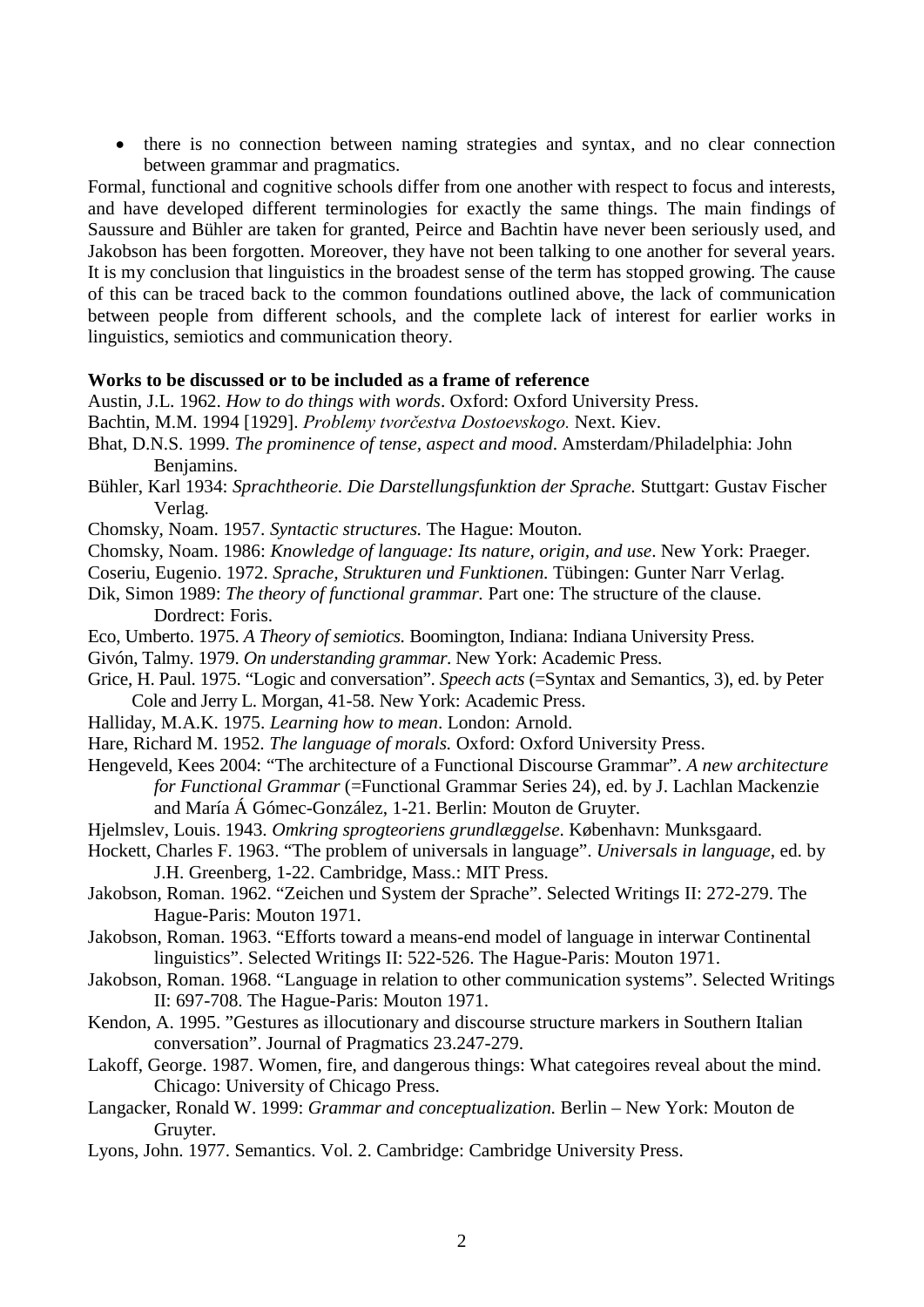- there is no connection between naming strategies and syntax, and no clear connection between grammar and pragmatics.

Formal, functional and cognitive schools differ from one another with respect to focus and interests, and have developed different terminologies for exactly the same things. The main findings of Saussure and Bühler are taken for granted, Peirce and Bachtin have never been seriously used, and Jakobson has been forgotten. Moreover, they have not been talking to one another for several years. It is my conclusion that linguistics in the broadest sense of the term has stopped growing. The cause of this can be traced back to the common foundations outlined above, the lack of communication between people from different schools, and the complete lack of interest for earlier works in linguistics, semiotics and communication theory.

**Works to be discussed or to be included as a frame of reference**

Austin, J.L. 1962. *How to do things with words*. Oxford: Oxford University Press.

Bachtin, M.M. 1994 [1929]. *Problemy tvorčestva Dostoevskogo.* Next. Kiev.

Bhat, D.N.S. 1999. *The prominence of tense, aspect and mood*. Amsterdam/Philadelphia: John Benjamins.

Bühler, Karl 1934: *Sprachtheorie. Die Darstellungsfunktion der Sprache.* Stuttgart: Gustav Fischer Verlag.

Chomsky, Noam. 1957. *Syntactic structures.* The Hague: Mouton.

Chomsky, Noam. 1986: *Knowledge of language: Its nature, origin, and use*. New York: Praeger.

Coseriu, Eugenio. 1972. *Sprache, Strukturen und Funktionen.* Tübingen: Gunter Narr Verlag.

Dik, Simon 1989: *The theory of functional grammar.* Part one: The structure of the clause. Dordrect: Foris.

Eco, Umberto. 1975. *A Theory of semiotics.* Boomington, Indiana: Indiana University Press.

Givón, Talmy. 1979. *On understanding grammar*. New York: Academic Press.

Grice, H. Paul. 1975. "Logic and conversation". *Speech acts* (=Syntax and Semantics, 3), ed. by Peter Cole and Jerry L. Morgan, 41-58. New York: Academic Press.

Halliday, M.A.K. 1975. *Learning how to mean*. London: Arnold.

Hare, Richard M. 1952. *The language of morals.* Oxford: Oxford University Press.

Hengeveld, Kees 2004: "The architecture of a Functional Discourse Grammar". *A new architecture for Functional Grammar* (=Functional Grammar Series 24), ed. by J. Lachlan Mackenzie and María Á Gómec-González, 1-21. Berlin: Mouton de Gruyter.

Hjelmslev, Louis. 1943. *Omkring sprogteoriens grundlæggelse*. København: Munksgaard.

Hockett, Charles F. 1963. "The problem of universals in language". *Universals in language*, ed. by J.H. Greenberg, 1-22. Cambridge, Mass.: MIT Press.

Jakobson, Roman. 1962. "Zeichen und System der Sprache". Selected Writings II: 272-279. The Hague-Paris: Mouton 1971.

Jakobson, Roman. 1963. "Efforts toward a means-end model of language in interwar Continental linguistics". Selected Writings II: 522-526. The Hague-Paris: Mouton 1971.

Jakobson, Roman. 1968. "Language in relation to other communication systems". Selected Writings II: 697-708. The Hague-Paris: Mouton 1971.

Kendon, A. 1995. "Gestures as illocutionary and discourse structure markers in Southern Italian conversation". Journal of Pragmatics 23.247-279.

Lakoff, George. 1987. Women, fire, and dangerous things: What categoires reveal about the mind. Chicago: University of Chicago Press.

Langacker, Ronald W. 1999: *Grammar and conceptualization.* Berlin – New York: Mouton de Gruyter.

Lyons, John. 1977. Semantics. Vol. 2. Cambridge: Cambridge University Press.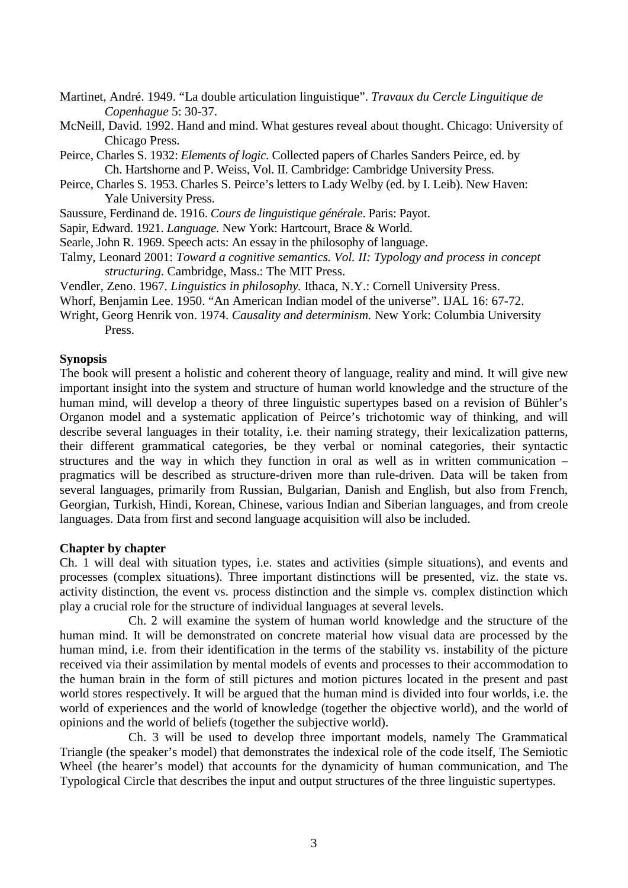Martinet, André. 1949. “La double articulation linguistique”. *Travaux du Cercle Linguitique de Copenhague* 5: 30-37.

McNeill, David. 1992. Hand and mind. What gestures reveal about thought. Chicago: University of Chicago Press.

Peirce, Charles S. 1932: *Elements of logic.* Collected papers of Charles Sanders Peirce, ed. by Ch. Hartshorne and P. Weiss, Vol. II. Cambridge: Cambridge University Press.

Peirce, Charles S. 1953. Charles S. Peirce’s letters to Lady Welby (ed. by I. Leib). New Haven: Yale University Press.

Saussure, Ferdinand de. 1916. *Cours de linguistique générale*. Paris: Payot.

Sapir, Edward. 1921. *Language.* New York: Hartcourt, Brace & World.

Searle, John R. 1969. Speech acts: An essay in the philosophy of language.

Talmy, Leonard 2001: *Toward a cognitive semantics. Vol. II: Typology and process in concept structuring*. Cambridge, Mass.: The MIT Press.

Vendler, Zeno. 1967. *Linguistics in philosophy.* Ithaca, N.Y.: Cornell University Press.

Whorf, Benjamin Lee. 1950. “An American Indian model of the universe”. IJAL 16: 67-72.

Wright, Georg Henrik von. 1974. *Causality and determinism.* New York: Columbia University Press.

**Synopsis**

The book will present a holistic and coherent theory of language, reality and mind. It will give new important insight into the system and structure of human world knowledge and the structure of the human mind, will develop a theory of three linguistic supertypes based on a revision of Bühler’s Organon model and a systematic application of Peirce’s trichotomic way of thinking, and will describe several languages in their totality, i.e. their naming strategy, their lexicalization patterns, their different grammatical categories, be they verbal or nominal categories, their syntactic structures and the way in which they function in oral as well as in written communication – pragmatics will be described as structure-driven more than rule-driven. Data will be taken from several languages, primarily from Russian, Bulgarian, Danish and English, but also from French, Georgian, Turkish, Hindi, Korean, Chinese, various Indian and Siberian languages, and from creole languages. Data from first and second language acquisition will also be included.

**Chapter by chapter**

Ch. 1 will deal with situation types, i.e. states and activities (simple situations), and events and processes (complex situations). Three important distinctions will be presented, viz. the state vs. activity distinction, the event vs. process distinction and the simple vs. complex distinction which play a crucial role for the structure of individual languages at several levels.

Ch. 2 will examine the system of human world knowledge and the structure of the human mind. It will be demonstrated on concrete material how visual data are processed by the human mind, i.e. from their identification in the terms of the stability vs. instability of the picture received via their assimilation by mental models of events and processes to their accommodation to the human brain in the form of still pictures and motion pictures located in the present and past world stores respectively. It will be argued that the human mind is divided into four worlds, i.e. the world of experiences and the world of knowledge (together the objective world), and the world of opinions and the world of beliefs (together the subjective world).

Ch. 3 will be used to develop three important models, namely The Grammatical Triangle (the speaker’s model) that demonstrates the indexical role of the code itself, The Semiotic Wheel (the hearer’s model) that accounts for the dynamicity of human communication, and The Typological Circle that describes the input and output structures of the three linguistic supertypes.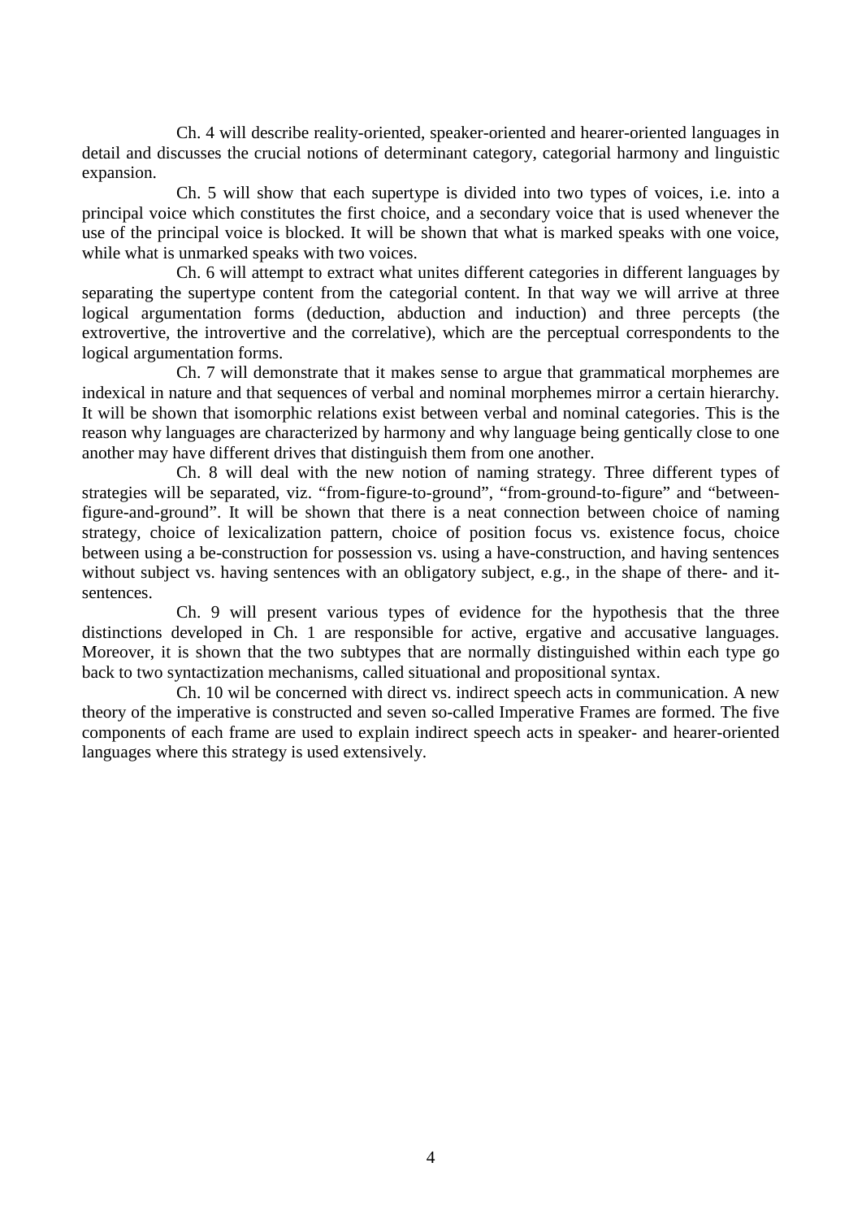Ch. 4 will describe reality-oriented, speaker-oriented and hearer-oriented languages in detail and discusses the crucial notions of determinant category, categorial harmony and linguistic expansion.

Ch. 5 will show that each supertype is divided into two types of voices, i.e. into a principal voice which constitutes the first choice, and a secondary voice that is used whenever the use of the principal voice is blocked. It will be shown that what is marked speaks with one voice, while what is unmarked speaks with two voices.

Ch. 6 will attempt to extract what unites different categories in different languages by separating the supertype content from the categorial content. In that way we will arrive at three logical argumentation forms (deduction, abduction and induction) and three percepts (the extrovertive, the introvertive and the correlative), which are the perceptual correspondents to the logical argumentation forms.

Ch. 7 will demonstrate that it makes sense to argue that grammatical morphemes are indexical in nature and that sequences of verbal and nominal morphemes mirror a certain hierarchy. It will be shown that isomorphic relations exist between verbal and nominal categories. This is the reason why languages are characterized by harmony and why language being gentically close to one another may have different drives that distinguish them from one another.

Ch. 8 will deal with the new notion of naming strategy. Three different types of strategies will be separated, viz. “from-figure-to-ground”, “from-ground-to-figure” and “between-figure-and-ground”. It will be shown that there is a neat connection between choice of naming strategy, choice of lexicalization pattern, choice of position focus vs. existence focus, choice between using a be-construction for possession vs. using a have-construction, and having sentences without subject vs. having sentences with an obligatory subject, e.g., in the shape of there- and it-sentences.

Ch. 9 will present various types of evidence for the hypothesis that the three distinctions developed in Ch. 1 are responsible for active, ergative and accusative languages. Moreover, it is shown that the two subtypes that are normally distinguished within each type go back to two syntactization mechanisms, called situational and propositional syntax.

Ch. 10 wil be concerned with direct vs. indirect speech acts in communication. A new theory of the imperative is constructed and seven so-called Imperative Frames are formed. The five components of each frame are used to explain indirect speech acts in speaker- and hearer-oriented languages where this strategy is used extensively.